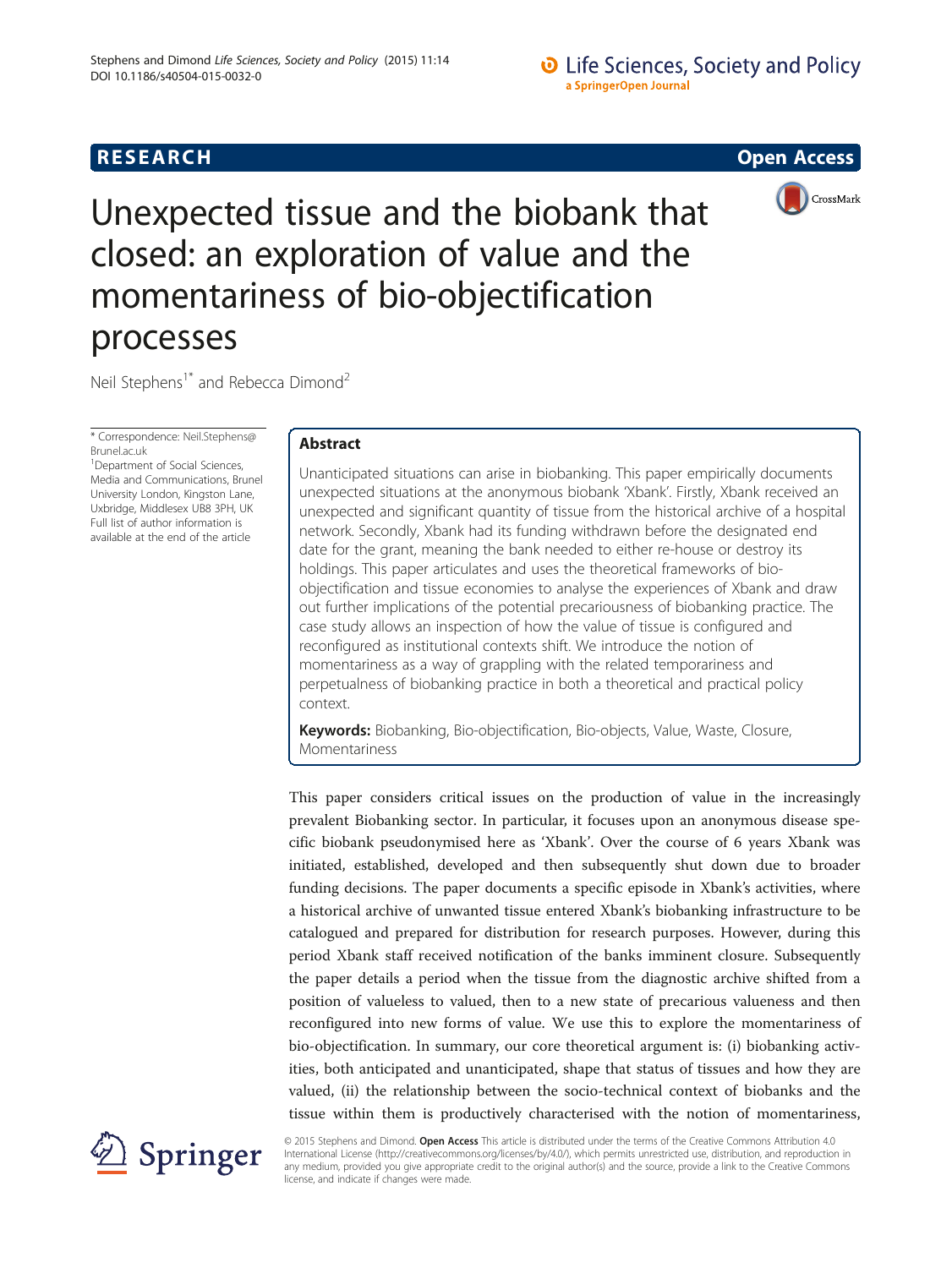RESEARCH Open Access

# Unexpected tissue and the biobank that closed: an exploration of value and the momentariness of bio-objectification processes

Neil Stephens[1*] and Rebecca Dimond[2]

\* Correspondence: Neil.Stephens@Brunel.ac.uk
[1]Department of Social Sciences, Media and Communications, Brunel University London, Kingston Lane, Uxbridge, Middlesex UB8 3PH, UK
Full list of author information is available at the end of the article

## Abstract

Unanticipated situations can arise in biobanking. This paper empirically documents unexpected situations at the anonymous biobank 'Xbank'. Firstly, Xbank received an unexpected and significant quantity of tissue from the historical archive of a hospital network. Secondly, Xbank had its funding withdrawn before the designated end date for the grant, meaning the bank needed to either re-house or destroy its holdings. This paper articulates and uses the theoretical frameworks of bio-objectification and tissue economies to analyse the experiences of Xbank and draw out further implications of the potential precariousness of biobanking practice. The case study allows an inspection of how the value of tissue is configured and reconfigured as institutional contexts shift. We introduce the notion of momentariness as a way of grappling with the related temporariness and perpetualness of biobanking practice in both a theoretical and practical policy context.

**Keywords:** Biobanking, Bio-objectification, Bio-objects, Value, Waste, Closure, Momentariness

This paper considers critical issues on the production of value in the increasingly prevalent Biobanking sector. In particular, it focuses upon an anonymous disease specific biobank pseudonymised here as 'Xbank'. Over the course of 6 years Xbank was initiated, established, developed and then subsequently shut down due to broader funding decisions. The paper documents a specific episode in Xbank's activities, where a historical archive of unwanted tissue entered Xbank's biobanking infrastructure to be catalogued and prepared for distribution for research purposes. However, during this period Xbank staff received notification of the banks imminent closure. Subsequently the paper details a period when the tissue from the diagnostic archive shifted from a position of valueless to valued, then to a new state of precarious valueness and then reconfigured into new forms of value. We use this to explore the momentariness of bio-objectification. In summary, our core theoretical argument is: (i) biobanking activities, both anticipated and unanticipated, shape that status of tissues and how they are valued, (ii) the relationship between the socio-technical context of biobanks and the tissue within them is productively characterised with the notion of momentariness,

© 2015 Stephens and Dimond. **Open Access** This article is distributed under the terms of the Creative Commons Attribution 4.0 International License (http://creativecommons.org/licenses/by/4.0/), which permits unrestricted use, distribution, and reproduction in any medium, provided you give appropriate credit to the original author(s) and the source, provide a link to the Creative Commons license, and indicate if changes were made.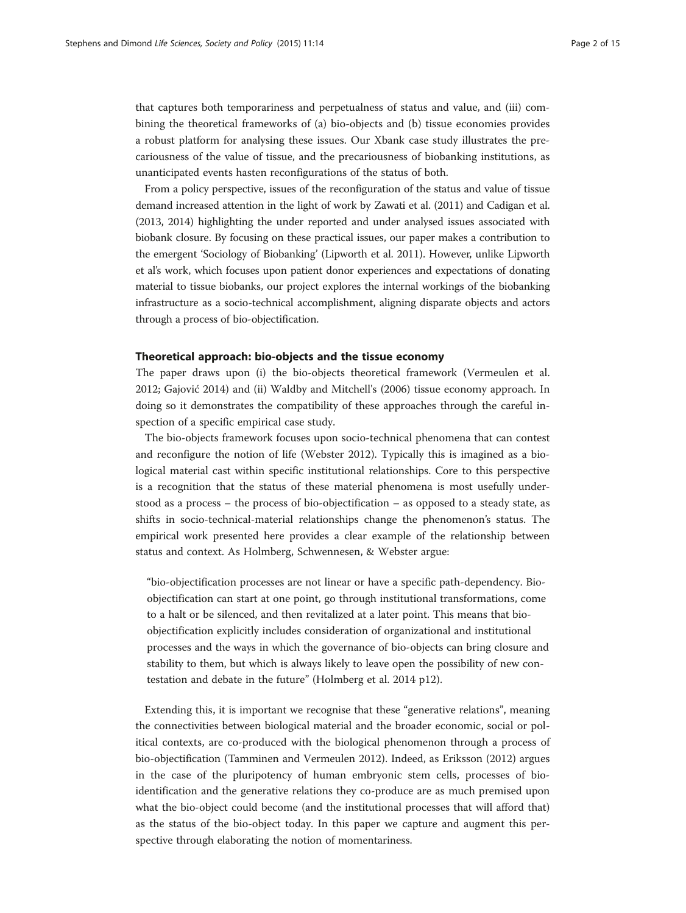that captures both temporariness and perpetualness of status and value, and (iii) combining the theoretical frameworks of (a) bio-objects and (b) tissue economies provides a robust platform for analysing these issues. Our Xbank case study illustrates the precariousness of the value of tissue, and the precariousness of biobanking institutions, as unanticipated events hasten reconfigurations of the status of both.

From a policy perspective, issues of the reconfiguration of the status and value of tissue demand increased attention in the light of work by Zawati et al. (2011) and Cadigan et al. (2013, 2014) highlighting the under reported and under analysed issues associated with biobank closure. By focusing on these practical issues, our paper makes a contribution to the emergent 'Sociology of Biobanking' (Lipworth et al. 2011). However, unlike Lipworth et al's work, which focuses upon patient donor experiences and expectations of donating material to tissue biobanks, our project explores the internal workings of the biobanking infrastructure as a socio-technical accomplishment, aligning disparate objects and actors through a process of bio-objectification.

## Theoretical approach: bio-objects and the tissue economy

The paper draws upon (i) the bio-objects theoretical framework (Vermeulen et al. 2012; Gajović 2014) and (ii) Waldby and Mitchell's (2006) tissue economy approach. In doing so it demonstrates the compatibility of these approaches through the careful inspection of a specific empirical case study.

The bio-objects framework focuses upon socio-technical phenomena that can contest and reconfigure the notion of life (Webster 2012). Typically this is imagined as a biological material cast within specific institutional relationships. Core to this perspective is a recognition that the status of these material phenomena is most usefully understood as a process – the process of bio-objectification – as opposed to a steady state, as shifts in socio-technical-material relationships change the phenomenon's status. The empirical work presented here provides a clear example of the relationship between status and context. As Holmberg, Schwennesen, & Webster argue:

> "bio-objectification processes are not linear or have a specific path-dependency. Bio-objectification can start at one point, go through institutional transformations, come to a halt or be silenced, and then revitalized at a later point. This means that bio-objectification explicitly includes consideration of organizational and institutional processes and the ways in which the governance of bio-objects can bring closure and stability to them, but which is always likely to leave open the possibility of new contestation and debate in the future" (Holmberg et al. 2014 p12).

Extending this, it is important we recognise that these "generative relations", meaning the connectivities between biological material and the broader economic, social or political contexts, are co-produced with the biological phenomenon through a process of bio-objectification (Tamminen and Vermeulen 2012). Indeed, as Eriksson (2012) argues in the case of the pluripotency of human embryonic stem cells, processes of bio-identification and the generative relations they co-produce are as much premised upon what the bio-object could become (and the institutional processes that will afford that) as the status of the bio-object today. In this paper we capture and augment this perspective through elaborating the notion of momentariness.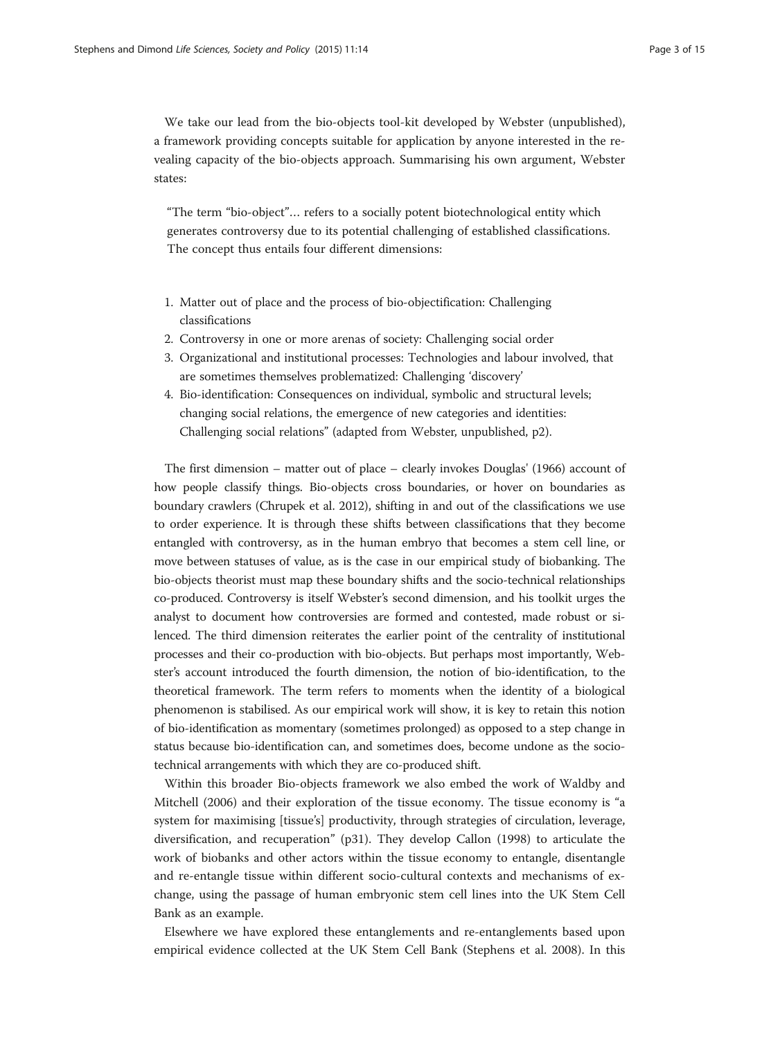We take our lead from the bio-objects tool-kit developed by Webster (unpublished), a framework providing concepts suitable for application by anyone interested in the revealing capacity of the bio-objects approach. Summarising his own argument, Webster states:

> "The term "bio-object"… refers to a socially potent biotechnological entity which generates controversy due to its potential challenging of established classifications. The concept thus entails four different dimensions:
>
> 1. Matter out of place and the process of bio-objectification: Challenging classifications
> 2. Controversy in one or more arenas of society: Challenging social order
> 3. Organizational and institutional processes: Technologies and labour involved, that are sometimes themselves problematized: Challenging 'discovery'
> 4. Bio-identification: Consequences on individual, symbolic and structural levels; changing social relations, the emergence of new categories and identities: Challenging social relations" (adapted from Webster, unpublished, p2).

The first dimension – matter out of place – clearly invokes Douglas' (1966) account of how people classify things. Bio-objects cross boundaries, or hover on boundaries as boundary crawlers (Chrupek et al. 2012), shifting in and out of the classifications we use to order experience. It is through these shifts between classifications that they become entangled with controversy, as in the human embryo that becomes a stem cell line, or move between statuses of value, as is the case in our empirical study of biobanking. The bio-objects theorist must map these boundary shifts and the socio-technical relationships co-produced. Controversy is itself Webster's second dimension, and his toolkit urges the analyst to document how controversies are formed and contested, made robust or silenced. The third dimension reiterates the earlier point of the centrality of institutional processes and their co-production with bio-objects. But perhaps most importantly, Webster's account introduced the fourth dimension, the notion of bio-identification, to the theoretical framework. The term refers to moments when the identity of a biological phenomenon is stabilised. As our empirical work will show, it is key to retain this notion of bio-identification as momentary (sometimes prolonged) as opposed to a step change in status because bio-identification can, and sometimes does, become undone as the socio-technical arrangements with which they are co-produced shift.

Within this broader Bio-objects framework we also embed the work of Waldby and Mitchell (2006) and their exploration of the tissue economy. The tissue economy is "a system for maximising [tissue's] productivity, through strategies of circulation, leverage, diversification, and recuperation" (p31). They develop Callon (1998) to articulate the work of biobanks and other actors within the tissue economy to entangle, disentangle and re-entangle tissue within different socio-cultural contexts and mechanisms of exchange, using the passage of human embryonic stem cell lines into the UK Stem Cell Bank as an example.

Elsewhere we have explored these entanglements and re-entanglements based upon empirical evidence collected at the UK Stem Cell Bank (Stephens et al. 2008). In this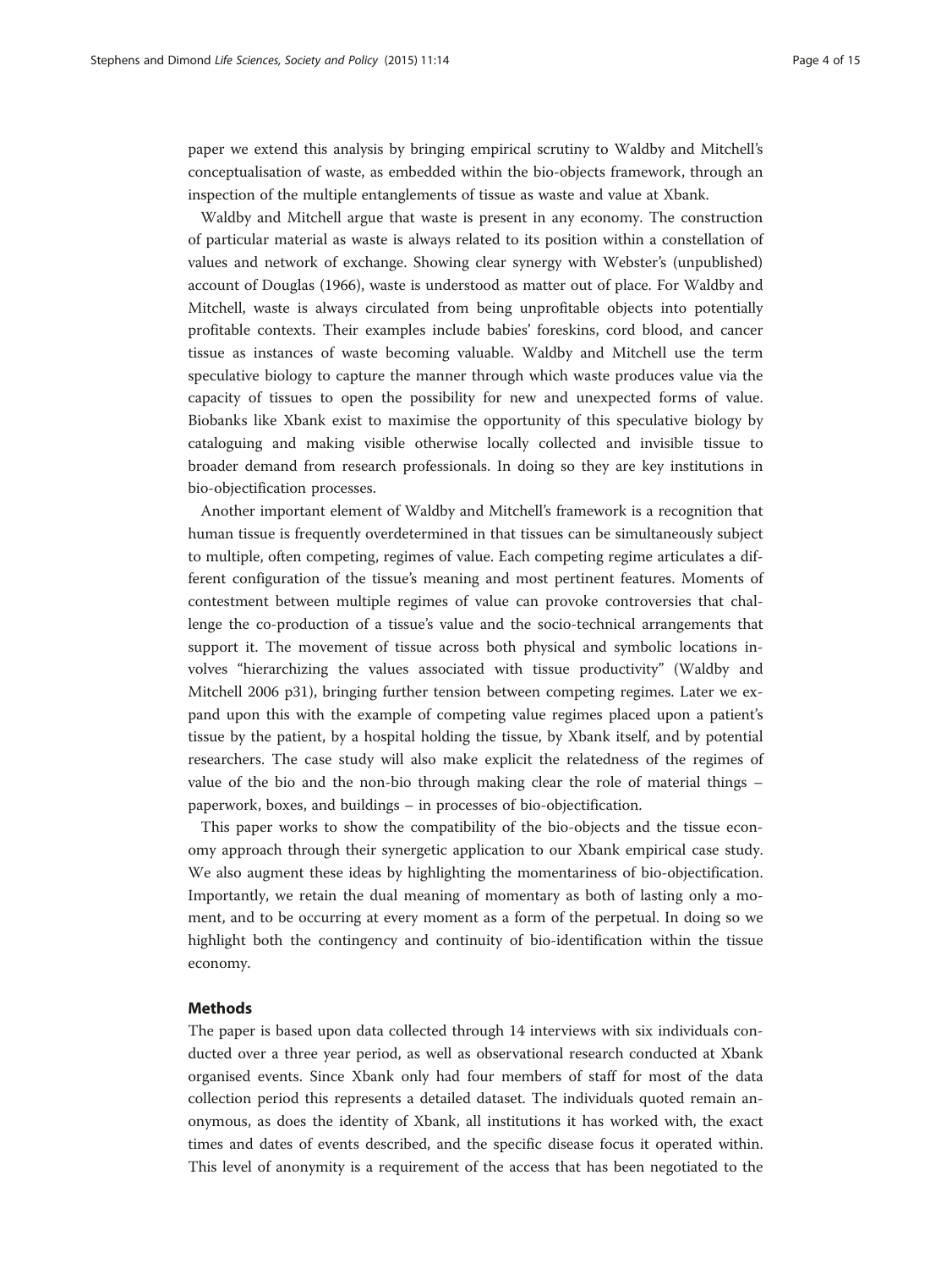paper we extend this analysis by bringing empirical scrutiny to Waldby and Mitchell's conceptualisation of waste, as embedded within the bio-objects framework, through an inspection of the multiple entanglements of tissue as waste and value at Xbank.

Waldby and Mitchell argue that waste is present in any economy. The construction of particular material as waste is always related to its position within a constellation of values and network of exchange. Showing clear synergy with Webster's (unpublished) account of Douglas (1966), waste is understood as matter out of place. For Waldby and Mitchell, waste is always circulated from being unprofitable objects into potentially profitable contexts. Their examples include babies' foreskins, cord blood, and cancer tissue as instances of waste becoming valuable. Waldby and Mitchell use the term speculative biology to capture the manner through which waste produces value via the capacity of tissues to open the possibility for new and unexpected forms of value. Biobanks like Xbank exist to maximise the opportunity of this speculative biology by cataloguing and making visible otherwise locally collected and invisible tissue to broader demand from research professionals. In doing so they are key institutions in bio-objectification processes.

Another important element of Waldby and Mitchell's framework is a recognition that human tissue is frequently overdetermined in that tissues can be simultaneously subject to multiple, often competing, regimes of value. Each competing regime articulates a different configuration of the tissue's meaning and most pertinent features. Moments of contestment between multiple regimes of value can provoke controversies that challenge the co-production of a tissue's value and the socio-technical arrangements that support it. The movement of tissue across both physical and symbolic locations involves "hierarchizing the values associated with tissue productivity" (Waldby and Mitchell 2006 p31), bringing further tension between competing regimes. Later we expand upon this with the example of competing value regimes placed upon a patient's tissue by the patient, by a hospital holding the tissue, by Xbank itself, and by potential researchers. The case study will also make explicit the relatedness of the regimes of value of the bio and the non-bio through making clear the role of material things – paperwork, boxes, and buildings – in processes of bio-objectification.

This paper works to show the compatibility of the bio-objects and the tissue economy approach through their synergetic application to our Xbank empirical case study. We also augment these ideas by highlighting the momentariness of bio-objectification. Importantly, we retain the dual meaning of momentary as both of lasting only a moment, and to be occurring at every moment as a form of the perpetual. In doing so we highlight both the contingency and continuity of bio-identification within the tissue economy.

## Methods

The paper is based upon data collected through 14 interviews with six individuals conducted over a three year period, as well as observational research conducted at Xbank organised events. Since Xbank only had four members of staff for most of the data collection period this represents a detailed dataset. The individuals quoted remain anonymous, as does the identity of Xbank, all institutions it has worked with, the exact times and dates of events described, and the specific disease focus it operated within. This level of anonymity is a requirement of the access that has been negotiated to the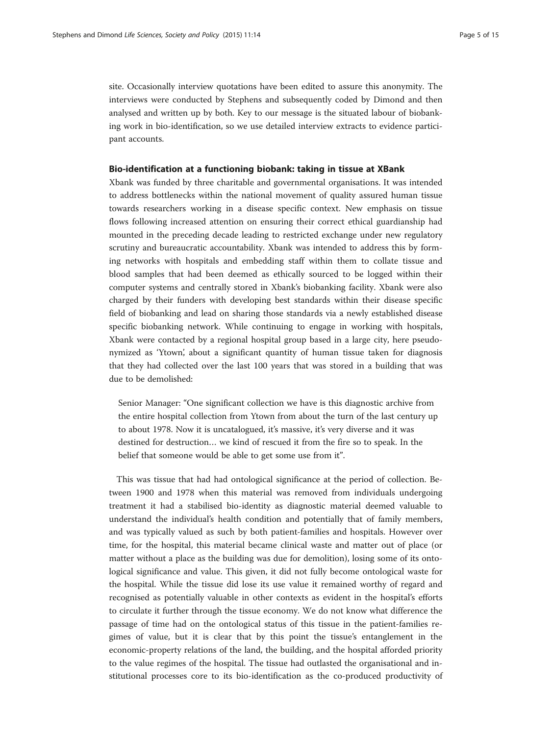site. Occasionally interview quotations have been edited to assure this anonymity. The interviews were conducted by Stephens and subsequently coded by Dimond and then analysed and written up by both. Key to our message is the situated labour of biobanking work in bio-identification, so we use detailed interview extracts to evidence participant accounts.

### Bio-identification at a functioning biobank: taking in tissue at XBank

Xbank was funded by three charitable and governmental organisations. It was intended to address bottlenecks within the national movement of quality assured human tissue towards researchers working in a disease specific context. New emphasis on tissue flows following increased attention on ensuring their correct ethical guardianship had mounted in the preceding decade leading to restricted exchange under new regulatory scrutiny and bureaucratic accountability. Xbank was intended to address this by forming networks with hospitals and embedding staff within them to collate tissue and blood samples that had been deemed as ethically sourced to be logged within their computer systems and centrally stored in Xbank's biobanking facility. Xbank were also charged by their funders with developing best standards within their disease specific field of biobanking and lead on sharing those standards via a newly established disease specific biobanking network. While continuing to engage in working with hospitals, Xbank were contacted by a regional hospital group based in a large city, here pseudonymized as 'Ytown', about a significant quantity of human tissue taken for diagnosis that they had collected over the last 100 years that was stored in a building that was due to be demolished:

> Senior Manager: "One significant collection we have is this diagnostic archive from the entire hospital collection from Ytown from about the turn of the last century up to about 1978. Now it is uncatalogued, it's massive, it's very diverse and it was destined for destruction… we kind of rescued it from the fire so to speak. In the belief that someone would be able to get some use from it".

This was tissue that had had ontological significance at the period of collection. Between 1900 and 1978 when this material was removed from individuals undergoing treatment it had a stabilised bio-identity as diagnostic material deemed valuable to understand the individual's health condition and potentially that of family members, and was typically valued as such by both patient-families and hospitals. However over time, for the hospital, this material became clinical waste and matter out of place (or matter without a place as the building was due for demolition), losing some of its ontological significance and value. This given, it did not fully become ontological waste for the hospital. While the tissue did lose its use value it remained worthy of regard and recognised as potentially valuable in other contexts as evident in the hospital's efforts to circulate it further through the tissue economy. We do not know what difference the passage of time had on the ontological status of this tissue in the patient-families regimes of value, but it is clear that by this point the tissue's entanglement in the economic-property relations of the land, the building, and the hospital afforded priority to the value regimes of the hospital. The tissue had outlasted the organisational and institutional processes core to its bio-identification as the co-produced productivity of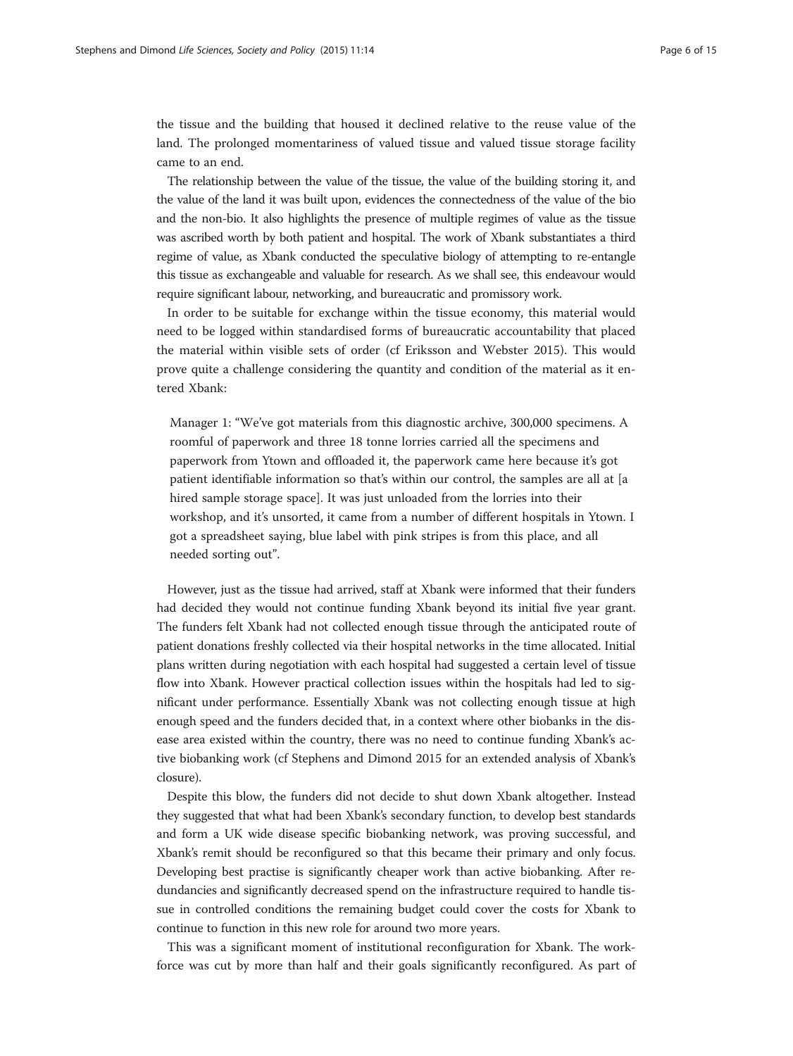the tissue and the building that housed it declined relative to the reuse value of the land. The prolonged momentariness of valued tissue and valued tissue storage facility came to an end.

The relationship between the value of the tissue, the value of the building storing it, and the value of the land it was built upon, evidences the connectedness of the value of the bio and the non-bio. It also highlights the presence of multiple regimes of value as the tissue was ascribed worth by both patient and hospital. The work of Xbank substantiates a third regime of value, as Xbank conducted the speculative biology of attempting to re-entangle this tissue as exchangeable and valuable for research. As we shall see, this endeavour would require significant labour, networking, and bureaucratic and promissory work.

In order to be suitable for exchange within the tissue economy, this material would need to be logged within standardised forms of bureaucratic accountability that placed the material within visible sets of order (cf Eriksson and Webster 2015). This would prove quite a challenge considering the quantity and condition of the material as it entered Xbank:

> Manager 1: "We've got materials from this diagnostic archive, 300,000 specimens. A roomful of paperwork and three 18 tonne lorries carried all the specimens and paperwork from Ytown and offloaded it, the paperwork came here because it's got patient identifiable information so that's within our control, the samples are all at [a hired sample storage space]. It was just unloaded from the lorries into their workshop, and it's unsorted, it came from a number of different hospitals in Ytown. I got a spreadsheet saying, blue label with pink stripes is from this place, and all needed sorting out".

However, just as the tissue had arrived, staff at Xbank were informed that their funders had decided they would not continue funding Xbank beyond its initial five year grant. The funders felt Xbank had not collected enough tissue through the anticipated route of patient donations freshly collected via their hospital networks in the time allocated. Initial plans written during negotiation with each hospital had suggested a certain level of tissue flow into Xbank. However practical collection issues within the hospitals had led to significant under performance. Essentially Xbank was not collecting enough tissue at high enough speed and the funders decided that, in a context where other biobanks in the disease area existed within the country, there was no need to continue funding Xbank's active biobanking work (cf Stephens and Dimond 2015 for an extended analysis of Xbank's closure).

Despite this blow, the funders did not decide to shut down Xbank altogether. Instead they suggested that what had been Xbank's secondary function, to develop best standards and form a UK wide disease specific biobanking network, was proving successful, and Xbank's remit should be reconfigured so that this became their primary and only focus. Developing best practise is significantly cheaper work than active biobanking. After redundancies and significantly decreased spend on the infrastructure required to handle tissue in controlled conditions the remaining budget could cover the costs for Xbank to continue to function in this new role for around two more years.

This was a significant moment of institutional reconfiguration for Xbank. The workforce was cut by more than half and their goals significantly reconfigured. As part of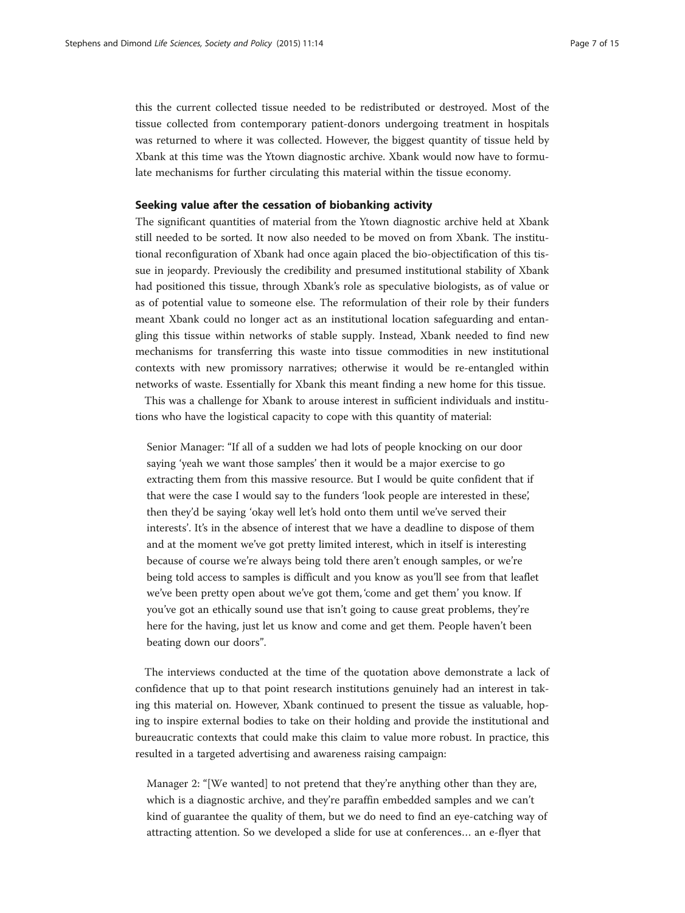this the current collected tissue needed to be redistributed or destroyed. Most of the tissue collected from contemporary patient-donors undergoing treatment in hospitals was returned to where it was collected. However, the biggest quantity of tissue held by Xbank at this time was the Ytown diagnostic archive. Xbank would now have to formulate mechanisms for further circulating this material within the tissue economy.

## Seeking value after the cessation of biobanking activity

The significant quantities of material from the Ytown diagnostic archive held at Xbank still needed to be sorted. It now also needed to be moved on from Xbank. The institutional reconfiguration of Xbank had once again placed the bio-objectification of this tissue in jeopardy. Previously the credibility and presumed institutional stability of Xbank had positioned this tissue, through Xbank's role as speculative biologists, as of value or as of potential value to someone else. The reformulation of their role by their funders meant Xbank could no longer act as an institutional location safeguarding and entangling this tissue within networks of stable supply. Instead, Xbank needed to find new mechanisms for transferring this waste into tissue commodities in new institutional contexts with new promissory narratives; otherwise it would be re-entangled within networks of waste. Essentially for Xbank this meant finding a new home for this tissue.

This was a challenge for Xbank to arouse interest in sufficient individuals and institutions who have the logistical capacity to cope with this quantity of material:

> Senior Manager: "If all of a sudden we had lots of people knocking on our door saying 'yeah we want those samples' then it would be a major exercise to go extracting them from this massive resource. But I would be quite confident that if that were the case I would say to the funders 'look people are interested in these', then they'd be saying 'okay well let's hold onto them until we've served their interests'. It's in the absence of interest that we have a deadline to dispose of them and at the moment we've got pretty limited interest, which in itself is interesting because of course we're always being told there aren't enough samples, or we're being told access to samples is difficult and you know as you'll see from that leaflet we've been pretty open about we've got them, 'come and get them' you know. If you've got an ethically sound use that isn't going to cause great problems, they're here for the having, just let us know and come and get them. People haven't been beating down our doors".

The interviews conducted at the time of the quotation above demonstrate a lack of confidence that up to that point research institutions genuinely had an interest in taking this material on. However, Xbank continued to present the tissue as valuable, hoping to inspire external bodies to take on their holding and provide the institutional and bureaucratic contexts that could make this claim to value more robust. In practice, this resulted in a targeted advertising and awareness raising campaign:

> Manager 2: "[We wanted] to not pretend that they're anything other than they are, which is a diagnostic archive, and they're paraffin embedded samples and we can't kind of guarantee the quality of them, but we do need to find an eye-catching way of attracting attention. So we developed a slide for use at conferences… an e-flyer that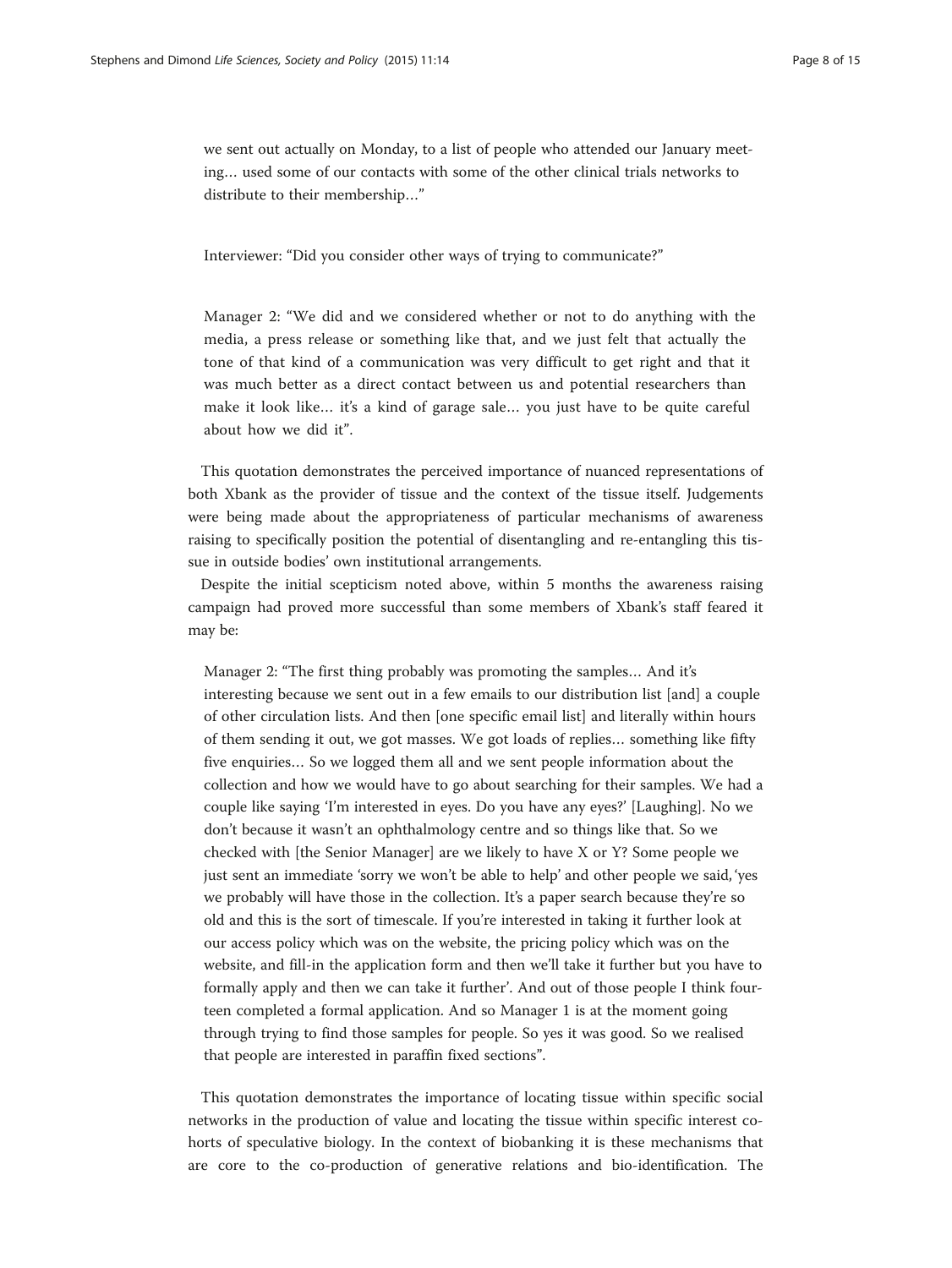we sent out actually on Monday, to a list of people who attended our January meeting… used some of our contacts with some of the other clinical trials networks to distribute to their membership…"

Interviewer: "Did you consider other ways of trying to communicate?"

Manager 2: "We did and we considered whether or not to do anything with the media, a press release or something like that, and we just felt that actually the tone of that kind of a communication was very difficult to get right and that it was much better as a direct contact between us and potential researchers than make it look like… it's a kind of garage sale… you just have to be quite careful about how we did it".

This quotation demonstrates the perceived importance of nuanced representations of both Xbank as the provider of tissue and the context of the tissue itself. Judgements were being made about the appropriateness of particular mechanisms of awareness raising to specifically position the potential of disentangling and re-entangling this tissue in outside bodies' own institutional arrangements.

Despite the initial scepticism noted above, within 5 months the awareness raising campaign had proved more successful than some members of Xbank's staff feared it may be:

Manager 2: "The first thing probably was promoting the samples… And it's interesting because we sent out in a few emails to our distribution list [and] a couple of other circulation lists. And then [one specific email list] and literally within hours of them sending it out, we got masses. We got loads of replies… something like fifty five enquiries… So we logged them all and we sent people information about the collection and how we would have to go about searching for their samples. We had a couple like saying 'I'm interested in eyes. Do you have any eyes?' [Laughing]. No we don't because it wasn't an ophthalmology centre and so things like that. So we checked with [the Senior Manager] are we likely to have X or Y? Some people we just sent an immediate 'sorry we won't be able to help' and other people we said, 'yes we probably will have those in the collection. It's a paper search because they're so old and this is the sort of timescale. If you're interested in taking it further look at our access policy which was on the website, the pricing policy which was on the website, and fill-in the application form and then we'll take it further but you have to formally apply and then we can take it further'. And out of those people I think fourteen completed a formal application. And so Manager 1 is at the moment going through trying to find those samples for people. So yes it was good. So we realised that people are interested in paraffin fixed sections".

This quotation demonstrates the importance of locating tissue within specific social networks in the production of value and locating the tissue within specific interest cohorts of speculative biology. In the context of biobanking it is these mechanisms that are core to the co-production of generative relations and bio-identification. The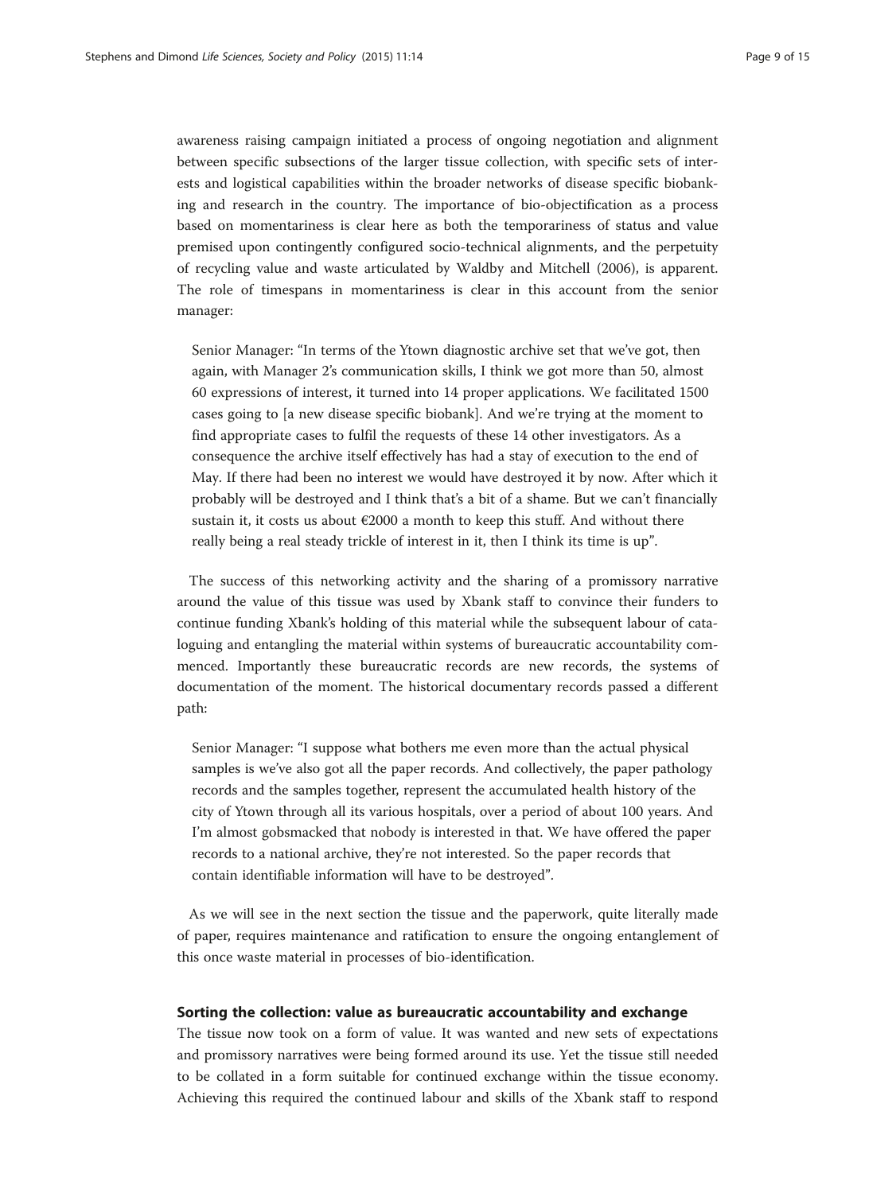awareness raising campaign initiated a process of ongoing negotiation and alignment between specific subsections of the larger tissue collection, with specific sets of interests and logistical capabilities within the broader networks of disease specific biobanking and research in the country. The importance of bio-objectification as a process based on momentariness is clear here as both the temporariness of status and value premised upon contingently configured socio-technical alignments, and the perpetuity of recycling value and waste articulated by Waldby and Mitchell (2006), is apparent. The role of timespans in momentariness is clear in this account from the senior manager:

> Senior Manager: "In terms of the Ytown diagnostic archive set that we've got, then again, with Manager 2's communication skills, I think we got more than 50, almost 60 expressions of interest, it turned into 14 proper applications. We facilitated 1500 cases going to [a new disease specific biobank]. And we're trying at the moment to find appropriate cases to fulfil the requests of these 14 other investigators. As a consequence the archive itself effectively has had a stay of execution to the end of May. If there had been no interest we would have destroyed it by now. After which it probably will be destroyed and I think that's a bit of a shame. But we can't financially sustain it, it costs us about €2000 a month to keep this stuff. And without there really being a real steady trickle of interest in it, then I think its time is up".

The success of this networking activity and the sharing of a promissory narrative around the value of this tissue was used by Xbank staff to convince their funders to continue funding Xbank's holding of this material while the subsequent labour of cataloguing and entangling the material within systems of bureaucratic accountability commenced. Importantly these bureaucratic records are new records, the systems of documentation of the moment. The historical documentary records passed a different path:

> Senior Manager: "I suppose what bothers me even more than the actual physical samples is we've also got all the paper records. And collectively, the paper pathology records and the samples together, represent the accumulated health history of the city of Ytown through all its various hospitals, over a period of about 100 years. And I'm almost gobsmacked that nobody is interested in that. We have offered the paper records to a national archive, they're not interested. So the paper records that contain identifiable information will have to be destroyed".

As we will see in the next section the tissue and the paperwork, quite literally made of paper, requires maintenance and ratification to ensure the ongoing entanglement of this once waste material in processes of bio-identification.

## Sorting the collection: value as bureaucratic accountability and exchange

The tissue now took on a form of value. It was wanted and new sets of expectations and promissory narratives were being formed around its use. Yet the tissue still needed to be collated in a form suitable for continued exchange within the tissue economy. Achieving this required the continued labour and skills of the Xbank staff to respond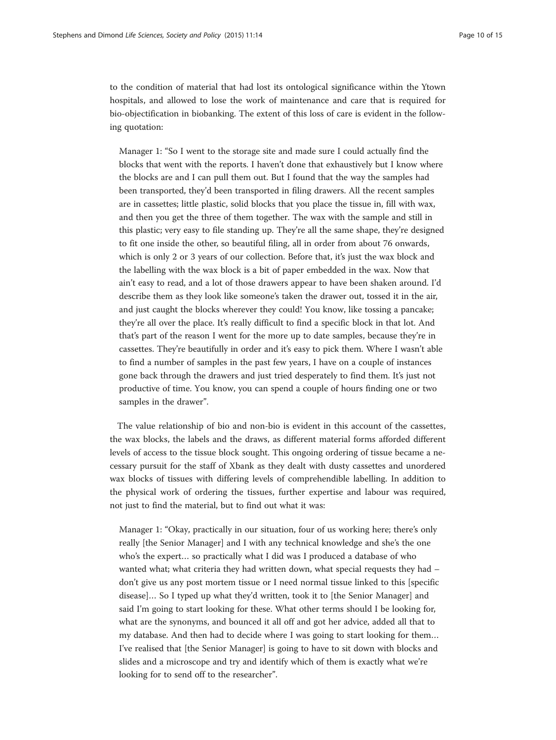to the condition of material that had lost its ontological significance within the Ytown hospitals, and allowed to lose the work of maintenance and care that is required for bio-objectification in biobanking. The extent of this loss of care is evident in the following quotation:

> Manager 1: "So I went to the storage site and made sure I could actually find the blocks that went with the reports. I haven't done that exhaustively but I know where the blocks are and I can pull them out. But I found that the way the samples had been transported, they'd been transported in filing drawers. All the recent samples are in cassettes; little plastic, solid blocks that you place the tissue in, fill with wax, and then you get the three of them together. The wax with the sample and still in this plastic; very easy to file standing up. They're all the same shape, they're designed to fit one inside the other, so beautiful filing, all in order from about 76 onwards, which is only 2 or 3 years of our collection. Before that, it's just the wax block and the labelling with the wax block is a bit of paper embedded in the wax. Now that ain't easy to read, and a lot of those drawers appear to have been shaken around. I'd describe them as they look like someone's taken the drawer out, tossed it in the air, and just caught the blocks wherever they could! You know, like tossing a pancake; they're all over the place. It's really difficult to find a specific block in that lot. And that's part of the reason I went for the more up to date samples, because they're in cassettes. They're beautifully in order and it's easy to pick them. Where I wasn't able to find a number of samples in the past few years, I have on a couple of instances gone back through the drawers and just tried desperately to find them. It's just not productive of time. You know, you can spend a couple of hours finding one or two samples in the drawer".

The value relationship of bio and non-bio is evident in this account of the cassettes, the wax blocks, the labels and the draws, as different material forms afforded different levels of access to the tissue block sought. This ongoing ordering of tissue became a necessary pursuit for the staff of Xbank as they dealt with dusty cassettes and unordered wax blocks of tissues with differing levels of comprehendible labelling. In addition to the physical work of ordering the tissues, further expertise and labour was required, not just to find the material, but to find out what it was:

> Manager 1: "Okay, practically in our situation, four of us working here; there's only really [the Senior Manager] and I with any technical knowledge and she's the one who's the expert… so practically what I did was I produced a database of who wanted what; what criteria they had written down, what special requests they had – don't give us any post mortem tissue or I need normal tissue linked to this [specific disease]… So I typed up what they'd written, took it to [the Senior Manager] and said I'm going to start looking for these. What other terms should I be looking for, what are the synonyms, and bounced it all off and got her advice, added all that to my database. And then had to decide where I was going to start looking for them… I've realised that [the Senior Manager] is going to have to sit down with blocks and slides and a microscope and try and identify which of them is exactly what we're looking for to send off to the researcher".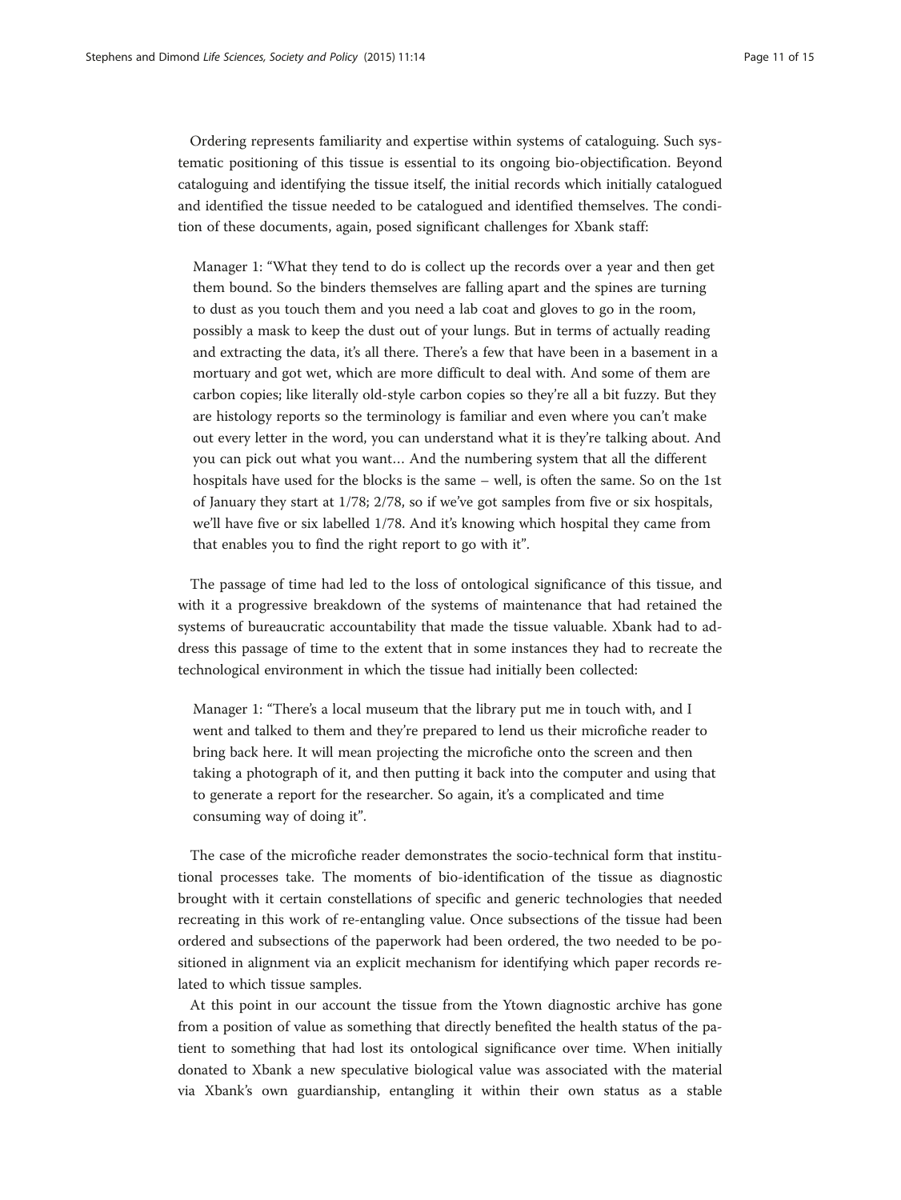Ordering represents familiarity and expertise within systems of cataloguing. Such systematic positioning of this tissue is essential to its ongoing bio-objectification. Beyond cataloguing and identifying the tissue itself, the initial records which initially catalogued and identified the tissue needed to be catalogued and identified themselves. The condition of these documents, again, posed significant challenges for Xbank staff:

> Manager 1: "What they tend to do is collect up the records over a year and then get them bound. So the binders themselves are falling apart and the spines are turning to dust as you touch them and you need a lab coat and gloves to go in the room, possibly a mask to keep the dust out of your lungs. But in terms of actually reading and extracting the data, it's all there. There's a few that have been in a basement in a mortuary and got wet, which are more difficult to deal with. And some of them are carbon copies; like literally old-style carbon copies so they're all a bit fuzzy. But they are histology reports so the terminology is familiar and even where you can't make out every letter in the word, you can understand what it is they're talking about. And you can pick out what you want… And the numbering system that all the different hospitals have used for the blocks is the same – well, is often the same. So on the 1st of January they start at 1/78; 2/78, so if we've got samples from five or six hospitals, we'll have five or six labelled 1/78. And it's knowing which hospital they came from that enables you to find the right report to go with it".

The passage of time had led to the loss of ontological significance of this tissue, and with it a progressive breakdown of the systems of maintenance that had retained the systems of bureaucratic accountability that made the tissue valuable. Xbank had to address this passage of time to the extent that in some instances they had to recreate the technological environment in which the tissue had initially been collected:

> Manager 1: "There's a local museum that the library put me in touch with, and I went and talked to them and they're prepared to lend us their microfiche reader to bring back here. It will mean projecting the microfiche onto the screen and then taking a photograph of it, and then putting it back into the computer and using that to generate a report for the researcher. So again, it's a complicated and time consuming way of doing it".

The case of the microfiche reader demonstrates the socio-technical form that institutional processes take. The moments of bio-identification of the tissue as diagnostic brought with it certain constellations of specific and generic technologies that needed recreating in this work of re-entangling value. Once subsections of the tissue had been ordered and subsections of the paperwork had been ordered, the two needed to be positioned in alignment via an explicit mechanism for identifying which paper records related to which tissue samples.

At this point in our account the tissue from the Ytown diagnostic archive has gone from a position of value as something that directly benefited the health status of the patient to something that had lost its ontological significance over time. When initially donated to Xbank a new speculative biological value was associated with the material via Xbank's own guardianship, entangling it within their own status as a stable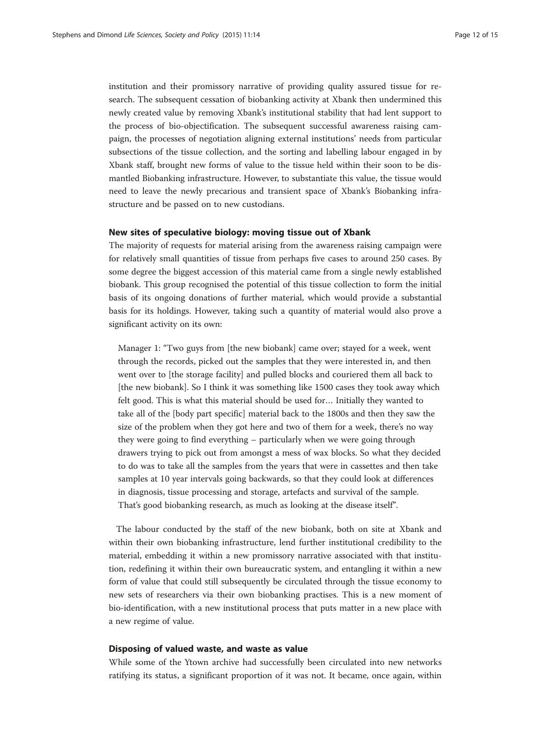institution and their promissory narrative of providing quality assured tissue for research. The subsequent cessation of biobanking activity at Xbank then undermined this newly created value by removing Xbank's institutional stability that had lent support to the process of bio-objectification. The subsequent successful awareness raising campaign, the processes of negotiation aligning external institutions' needs from particular subsections of the tissue collection, and the sorting and labelling labour engaged in by Xbank staff, brought new forms of value to the tissue held within their soon to be dismantled Biobanking infrastructure. However, to substantiate this value, the tissue would need to leave the newly precarious and transient space of Xbank's Biobanking infrastructure and be passed on to new custodians.

### New sites of speculative biology: moving tissue out of Xbank

The majority of requests for material arising from the awareness raising campaign were for relatively small quantities of tissue from perhaps five cases to around 250 cases. By some degree the biggest accession of this material came from a single newly established biobank. This group recognised the potential of this tissue collection to form the initial basis of its ongoing donations of further material, which would provide a substantial basis for its holdings. However, taking such a quantity of material would also prove a significant activity on its own:

> Manager 1: "Two guys from [the new biobank] came over; stayed for a week, went through the records, picked out the samples that they were interested in, and then went over to [the storage facility] and pulled blocks and couriered them all back to [the new biobank]. So I think it was something like 1500 cases they took away which felt good. This is what this material should be used for… Initially they wanted to take all of the [body part specific] material back to the 1800s and then they saw the size of the problem when they got here and two of them for a week, there's no way they were going to find everything – particularly when we were going through drawers trying to pick out from amongst a mess of wax blocks. So what they decided to do was to take all the samples from the years that were in cassettes and then take samples at 10 year intervals going backwards, so that they could look at differences in diagnosis, tissue processing and storage, artefacts and survival of the sample. That's good biobanking research, as much as looking at the disease itself".

The labour conducted by the staff of the new biobank, both on site at Xbank and within their own biobanking infrastructure, lend further institutional credibility to the material, embedding it within a new promissory narrative associated with that institution, redefining it within their own bureaucratic system, and entangling it within a new form of value that could still subsequently be circulated through the tissue economy to new sets of researchers via their own biobanking practises. This is a new moment of bio-identification, with a new institutional process that puts matter in a new place with a new regime of value.

### Disposing of valued waste, and waste as value

While some of the Ytown archive had successfully been circulated into new networks ratifying its status, a significant proportion of it was not. It became, once again, within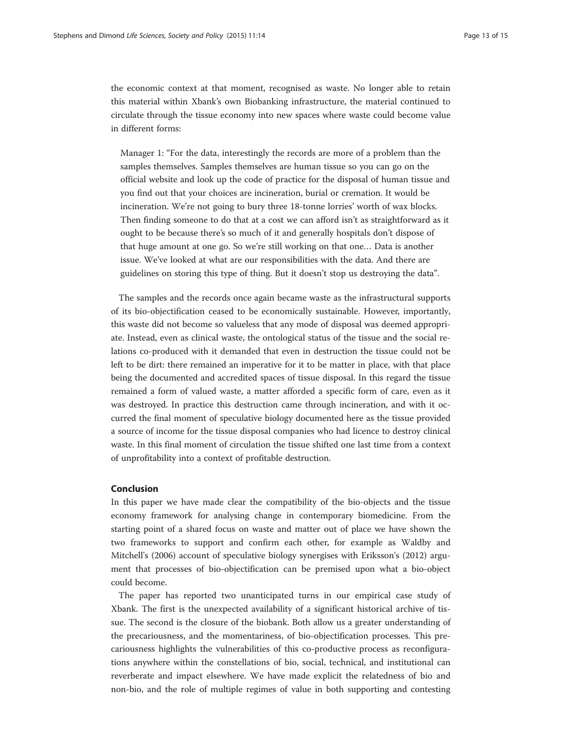the economic context at that moment, recognised as waste. No longer able to retain this material within Xbank's own Biobanking infrastructure, the material continued to circulate through the tissue economy into new spaces where waste could become value in different forms:

> Manager 1: "For the data, interestingly the records are more of a problem than the samples themselves. Samples themselves are human tissue so you can go on the official website and look up the code of practice for the disposal of human tissue and you find out that your choices are incineration, burial or cremation. It would be incineration. We're not going to bury three 18-tonne lorries' worth of wax blocks. Then finding someone to do that at a cost we can afford isn't as straightforward as it ought to be because there's so much of it and generally hospitals don't dispose of that huge amount at one go. So we're still working on that one… Data is another issue. We've looked at what are our responsibilities with the data. And there are guidelines on storing this type of thing. But it doesn't stop us destroying the data".

The samples and the records once again became waste as the infrastructural supports of its bio-objectification ceased to be economically sustainable. However, importantly, this waste did not become so valueless that any mode of disposal was deemed appropriate. Instead, even as clinical waste, the ontological status of the tissue and the social relations co-produced with it demanded that even in destruction the tissue could not be left to be dirt: there remained an imperative for it to be matter in place, with that place being the documented and accredited spaces of tissue disposal. In this regard the tissue remained a form of valued waste, a matter afforded a specific form of care, even as it was destroyed. In practice this destruction came through incineration, and with it occurred the final moment of speculative biology documented here as the tissue provided a source of income for the tissue disposal companies who had licence to destroy clinical waste. In this final moment of circulation the tissue shifted one last time from a context of unprofitability into a context of profitable destruction.

## Conclusion

In this paper we have made clear the compatibility of the bio-objects and the tissue economy framework for analysing change in contemporary biomedicine. From the starting point of a shared focus on waste and matter out of place we have shown the two frameworks to support and confirm each other, for example as Waldby and Mitchell's (2006) account of speculative biology synergises with Eriksson's (2012) argument that processes of bio-objectification can be premised upon what a bio-object could become.

The paper has reported two unanticipated turns in our empirical case study of Xbank. The first is the unexpected availability of a significant historical archive of tissue. The second is the closure of the biobank. Both allow us a greater understanding of the precariousness, and the momentariness, of bio-objectification processes. This precariousness highlights the vulnerabilities of this co-productive process as reconfigurations anywhere within the constellations of bio, social, technical, and institutional can reverberate and impact elsewhere. We have made explicit the relatedness of bio and non-bio, and the role of multiple regimes of value in both supporting and contesting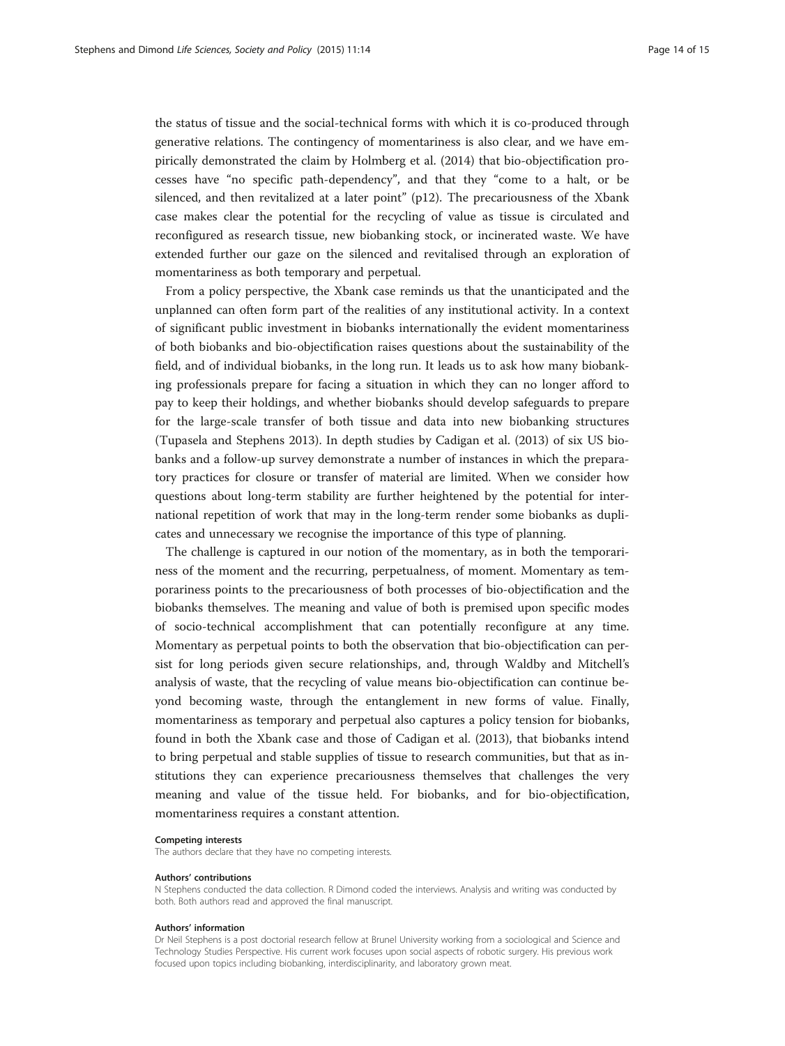the status of tissue and the social-technical forms with which it is co-produced through generative relations. The contingency of momentariness is also clear, and we have empirically demonstrated the claim by Holmberg et al. (2014) that bio-objectification processes have "no specific path-dependency", and that they "come to a halt, or be silenced, and then revitalized at a later point" (p12). The precariousness of the Xbank case makes clear the potential for the recycling of value as tissue is circulated and reconfigured as research tissue, new biobanking stock, or incinerated waste. We have extended further our gaze on the silenced and revitalised through an exploration of momentariness as both temporary and perpetual.

From a policy perspective, the Xbank case reminds us that the unanticipated and the unplanned can often form part of the realities of any institutional activity. In a context of significant public investment in biobanks internationally the evident momentariness of both biobanks and bio-objectification raises questions about the sustainability of the field, and of individual biobanks, in the long run. It leads us to ask how many biobanking professionals prepare for facing a situation in which they can no longer afford to pay to keep their holdings, and whether biobanks should develop safeguards to prepare for the large-scale transfer of both tissue and data into new biobanking structures (Tupasela and Stephens 2013). In depth studies by Cadigan et al. (2013) of six US biobanks and a follow-up survey demonstrate a number of instances in which the preparatory practices for closure or transfer of material are limited. When we consider how questions about long-term stability are further heightened by the potential for international repetition of work that may in the long-term render some biobanks as duplicates and unnecessary we recognise the importance of this type of planning.

The challenge is captured in our notion of the momentary, as in both the temporariness of the moment and the recurring, perpetualness, of moment. Momentary as temporariness points to the precariousness of both processes of bio-objectification and the biobanks themselves. The meaning and value of both is premised upon specific modes of socio-technical accomplishment that can potentially reconfigure at any time. Momentary as perpetual points to both the observation that bio-objectification can persist for long periods given secure relationships, and, through Waldby and Mitchell's analysis of waste, that the recycling of value means bio-objectification can continue beyond becoming waste, through the entanglement in new forms of value. Finally, momentariness as temporary and perpetual also captures a policy tension for biobanks, found in both the Xbank case and those of Cadigan et al. (2013), that biobanks intend to bring perpetual and stable supplies of tissue to research communities, but that as institutions they can experience precariousness themselves that challenges the very meaning and value of the tissue held. For biobanks, and for bio-objectification, momentariness requires a constant attention.

#### Competing interests

The authors declare that they have no competing interests.

#### Authors' contributions

N Stephens conducted the data collection. R Dimond coded the interviews. Analysis and writing was conducted by both. Both authors read and approved the final manuscript.

#### Authors' information

Dr Neil Stephens is a post doctorial research fellow at Brunel University working from a sociological and Science and Technology Studies Perspective. His current work focuses upon social aspects of robotic surgery. His previous work focused upon topics including biobanking, interdisciplinarity, and laboratory grown meat.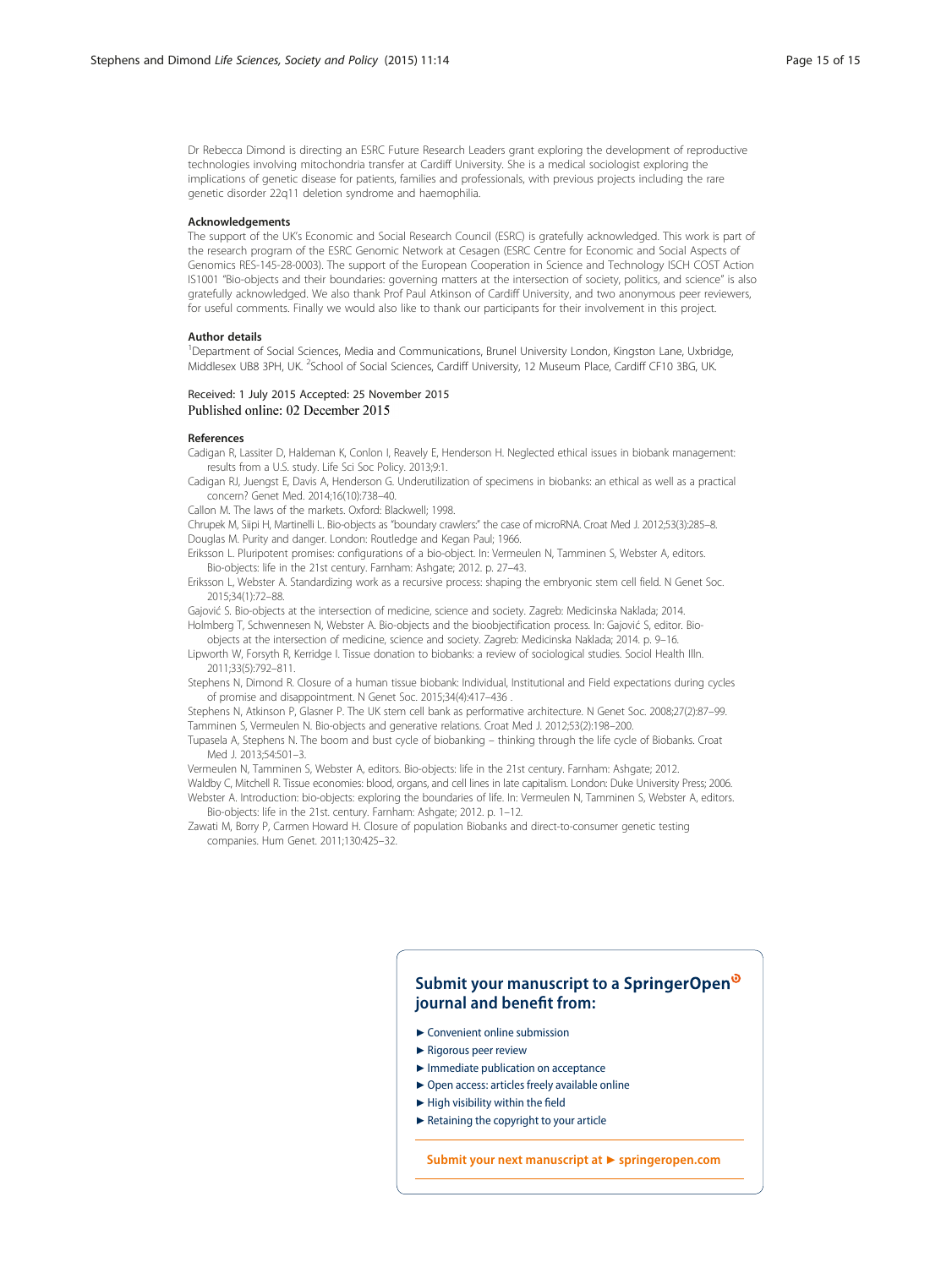Dr Rebecca Dimond is directing an ESRC Future Research Leaders grant exploring the development of reproductive technologies involving mitochondria transfer at Cardiff University. She is a medical sociologist exploring the implications of genetic disease for patients, families and professionals, with previous projects including the rare genetic disorder 22q11 deletion syndrome and haemophilia.

### Acknowledgements

The support of the UK's Economic and Social Research Council (ESRC) is gratefully acknowledged. This work is part of the research program of the ESRC Genomic Network at Cesagen (ESRC Centre for Economic and Social Aspects of Genomics RES-145-28-0003). The support of the European Cooperation in Science and Technology ISCH COST Action IS1001 "Bio-objects and their boundaries: governing matters at the intersection of society, politics, and science" is also gratefully acknowledged. We also thank Prof Paul Atkinson of Cardiff University, and two anonymous peer reviewers, for useful comments. Finally we would also like to thank our participants for their involvement in this project.

### Author details

[1]Department of Social Sciences, Media and Communications, Brunel University London, Kingston Lane, Uxbridge, Middlesex UB8 3PH, UK. [2]School of Social Sciences, Cardiff University, 12 Museum Place, Cardiff CF10 3BG, UK.

Received: 1 July 2015 Accepted: 25 November 2015
Published online: 02 December 2015

### References

Cadigan R, Lassiter D, Haldeman K, Conlon I, Reavely E, Henderson H. Neglected ethical issues in biobank management: results from a U.S. study. Life Sci Soc Policy. 2013;9:1.

Cadigan RJ, Juengst E, Davis A, Henderson G. Underutilization of specimens in biobanks: an ethical as well as a practical concern? Genet Med. 2014;16(10):738–40.

Callon M. The laws of the markets. Oxford: Blackwell; 1998.

Chrupek M, Siipi H, Martinelli L. Bio-objects as "boundary crawlers:" the case of microRNA. Croat Med J. 2012;53(3):285–8.

Douglas M. Purity and danger. London: Routledge and Kegan Paul; 1966.

Eriksson L. Pluripotent promises: configurations of a bio-object. In: Vermeulen N, Tamminen S, Webster A, editors. Bio-objects: life in the 21st century. Farnham: Ashgate; 2012. p. 27–43.

Eriksson L, Webster A. Standardizing work as a recursive process: shaping the embryonic stem cell field. N Genet Soc. 2015;34(1):72–88.

Gajović S. Bio-objects at the intersection of medicine, science and society. Zagreb: Medicinska Naklada; 2014.

Holmberg T, Schwennesen N, Webster A. Bio-objects and the bioobjectification process. In: Gajović S, editor. Bio-objects at the intersection of medicine, science and society. Zagreb: Medicinska Naklada; 2014. p. 9–16.

Lipworth W, Forsyth R, Kerridge I. Tissue donation to biobanks: a review of sociological studies. Sociol Health Illn. 2011;33(5):792–811.

Stephens N, Dimond R. Closure of a human tissue biobank: Individual, Institutional and Field expectations during cycles of promise and disappointment. N Genet Soc. 2015;34(4):417–436 .

Stephens N, Atkinson P, Glasner P. The UK stem cell bank as performative architecture. N Genet Soc. 2008;27(2):87–99.

Tamminen S, Vermeulen N. Bio-objects and generative relations. Croat Med J. 2012;53(2):198–200.

Tupasela A, Stephens N. The boom and bust cycle of biobanking – thinking through the life cycle of Biobanks. Croat Med J. 2013;54:501–3.

Vermeulen N, Tamminen S, Webster A, editors. Bio-objects: life in the 21st century. Farnham: Ashgate; 2012.

Waldby C, Mitchell R. Tissue economies: blood, organs, and cell lines in late capitalism. London: Duke University Press; 2006.

Webster A. Introduction: bio-objects: exploring the boundaries of life. In: Vermeulen N, Tamminen S, Webster A, editors. Bio-objects: life in the 21st. century. Farnham: Ashgate; 2012. p. 1–12.

Zawati M, Borry P, Carmen Howard H. Closure of population Biobanks and direct-to-consumer genetic testing companies. Hum Genet. 2011;130:425–32.

**Submit your manuscript to a SpringerOpen journal and benefit from:**

- ► Convenient online submission
- ► Rigorous peer review
- ► Immediate publication on acceptance
- ► Open access: articles freely available online
- ► High visibility within the field
- ► Retaining the copyright to your article

**Submit your next manuscript at ► springeropen.com**